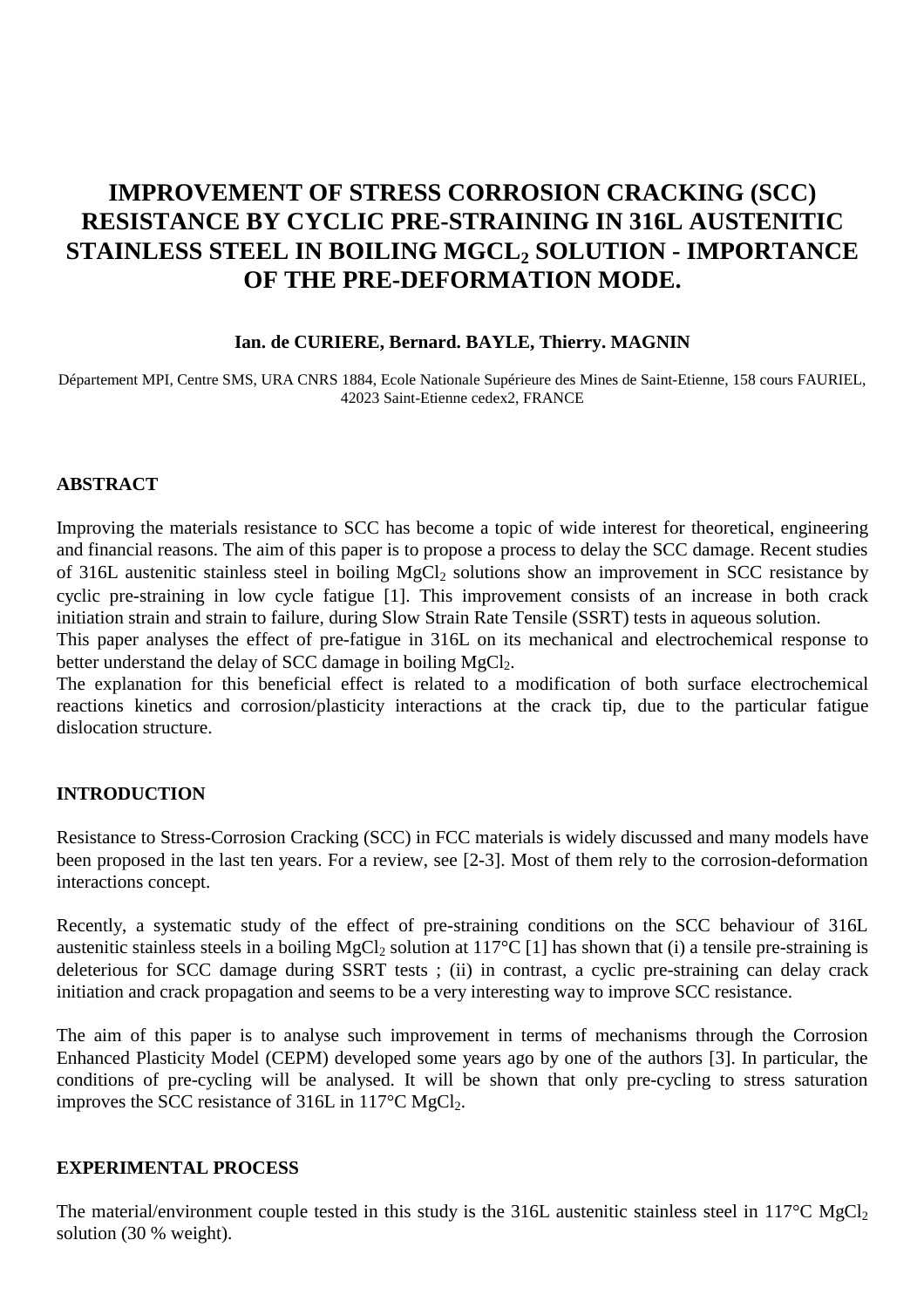# IMPROVEMENT OF STRESS CORROSION CRACKING (SCC) RESISTANCE BY CYCLIC PRE-STRAINING IN 316L AUSTENITIC STAINLESS STEEL IN BOILING $MGCL_2$ SOLUTION - IMPORTANCE OF THE PRE-DEFORMATION MODE.

**Ian. de CURIERE, Bernard. BAYLE, Thierry. MAGNIN**

Département MPI, Centre SMS, URA CNRS 1884, Ecole Nationale Supérieure des Mines de Saint-Etienne, 158 cours FAURIEL, 42023 Saint-Etienne cedex2, FRANCE

## ABSTRACT

Improving the materials resistance to SCC has become a topic of wide interest for theoretical, engineering and financial reasons. The aim of this paper is to propose a process to delay the SCC damage. Recent studies of 316L austenitic stainless steel in boiling $MgCl_2$ solutions show an improvement in SCC resistance by cyclic pre-straining in low cycle fatigue [1]. This improvement consists of an increase in both crack initiation strain and strain to failure, during Slow Strain Rate Tensile (SSRT) tests in aqueous solution.

This paper analyses the effect of pre-fatigue in 316L on its mechanical and electrochemical response to better understand the delay of SCC damage in boiling $MgCl_2$.

The explanation for this beneficial effect is related to a modification of both surface electrochemical reactions kinetics and corrosion/plasticity interactions at the crack tip, due to the particular fatigue dislocation structure.

## INTRODUCTION

Resistance to Stress-Corrosion Cracking (SCC) in FCC materials is widely discussed and many models have been proposed in the last ten years. For a review, see [2-3]. Most of them rely to the corrosion-deformation interactions concept.

Recently, a systematic study of the effect of pre-straining conditions on the SCC behaviour of 316L austenitic stainless steels in a boiling $MgCl_2$ solution at 117°C [1] has shown that (i) a tensile pre-straining is deleterious for SCC damage during SSRT tests ; (ii) in contrast, a cyclic pre-straining can delay crack initiation and crack propagation and seems to be a very interesting way to improve SCC resistance.

The aim of this paper is to analyse such improvement in terms of mechanisms through the Corrosion Enhanced Plasticity Model (CEPM) developed some years ago by one of the authors [3]. In particular, the conditions of pre-cycling will be analysed. It will be shown that only pre-cycling to stress saturation improves the SCC resistance of 316L in 117°C $MgCl_2$.

## EXPERIMENTAL PROCESS

The material/environment couple tested in this study is the 316L austenitic stainless steel in 117°C $MgCl_2$ solution (30 % weight).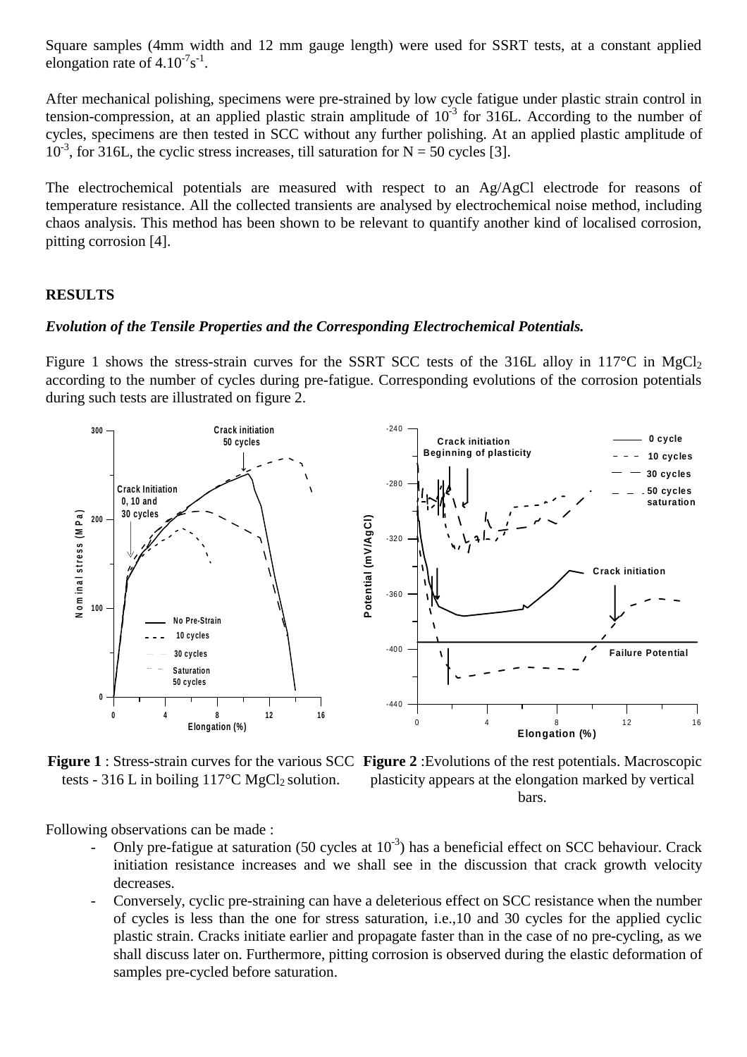Square samples (4mm width and 12 mm gauge length) were used for SSRT tests, at a constant applied elongation rate of $4.10^{-7}s^{-1}$.

After mechanical polishing, specimens were pre-strained by low cycle fatigue under plastic strain control in tension-compression, at an applied plastic strain amplitude of $10^{-3}$ for 316L. According to the number of cycles, specimens are then tested in SCC without any further polishing. At an applied plastic amplitude of $10^{-3}$, for 316L, the cyclic stress increases, till saturation for N = 50 cycles [3].

The electrochemical potentials are measured with respect to an Ag/AgCl electrode for reasons of temperature resistance. All the collected transients are analysed by electrochemical noise method, including chaos analysis. This method has been shown to be relevant to quantify another kind of localised corrosion, pitting corrosion [4].

## RESULTS

### *Evolution of the Tensile Properties and the Corresponding Electrochemical Potentials.*

Figure 1 shows the stress-strain curves for the SSRT SCC tests of the 316L alloy in 117°C in $MgCl_2$ according to the number of cycles during pre-fatigue. Corresponding evolutions of the corrosion potentials during such tests are illustrated on figure 2.

**Figure 1** : Stress-strain curves for the various SCC tests - 316 L in boiling 117°C $MgCl_2$ solution.

**Figure 2** :Evolutions of the rest potentials. Macroscopic plasticity appears at the elongation marked by vertical bars.

Following observations can be made :

- Only pre-fatigue at saturation (50 cycles at $10^{-3}$) has a beneficial effect on SCC behaviour. Crack initiation resistance increases and we shall see in the discussion that crack growth velocity decreases.
- Conversely, cyclic pre-straining can have a deleterious effect on SCC resistance when the number of cycles is less than the one for stress saturation, i.e.,10 and 30 cycles for the applied cyclic plastic strain. Cracks initiate earlier and propagate faster than in the case of no pre-cycling, as we shall discuss later on. Furthermore, pitting corrosion is observed during the elastic deformation of samples pre-cycled before saturation.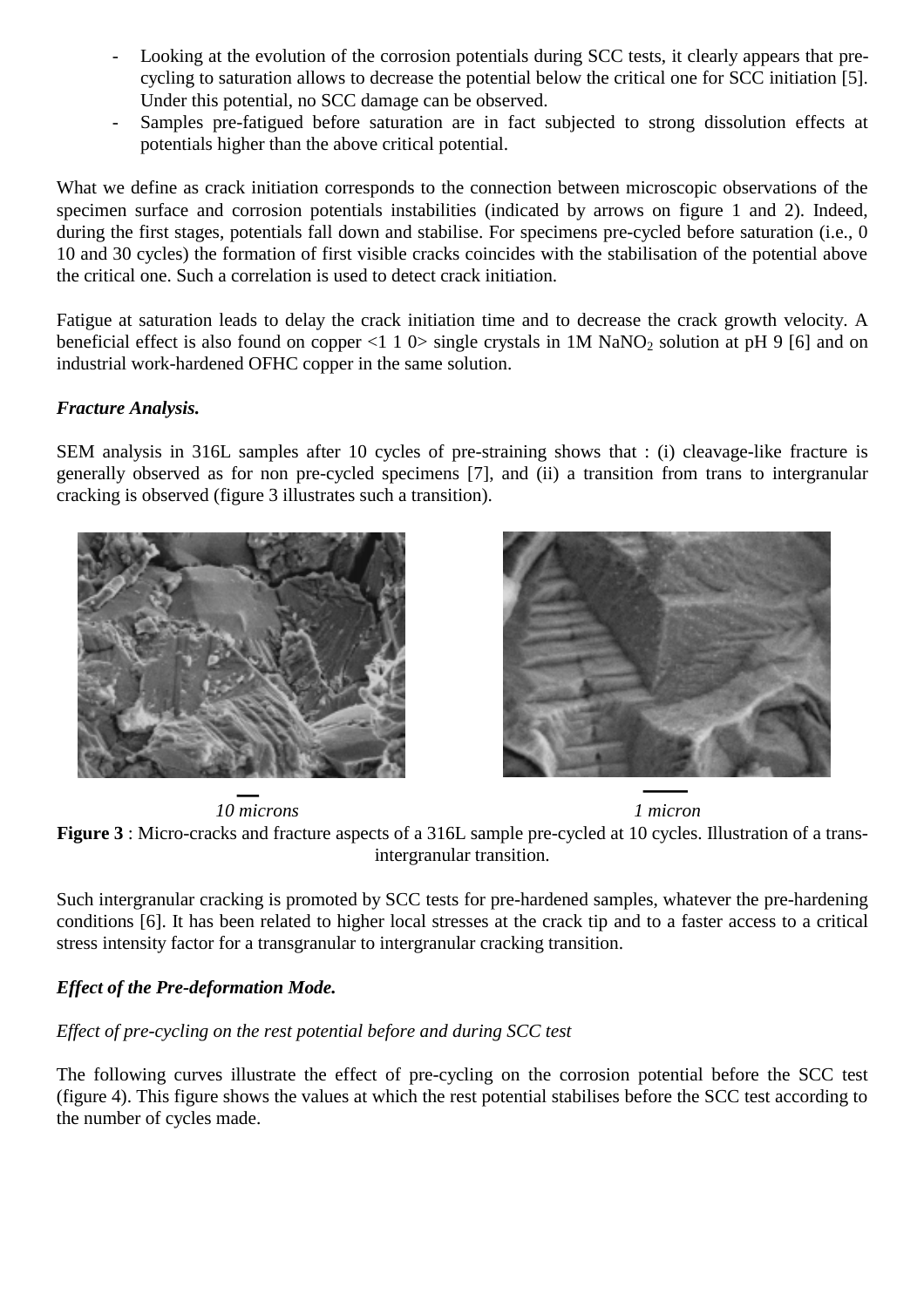- Looking at the evolution of the corrosion potentials during SCC tests, it clearly appears that pre-cycling to saturation allows to decrease the potential below the critical one for SCC initiation [5]. Under this potential, no SCC damage can be observed.
- Samples pre-fatigued before saturation are in fact subjected to strong dissolution effects at potentials higher than the above critical potential.

What we define as crack initiation corresponds to the connection between microscopic observations of the specimen surface and corrosion potentials instabilities (indicated by arrows on figure 1 and 2). Indeed, during the first stages, potentials fall down and stabilise. For specimens pre-cycled before saturation (i.e., 0 10 and 30 cycles) the formation of first visible cracks coincides with the stabilisation of the potential above the critical one. Such a correlation is used to detect crack initiation.

Fatigue at saturation leads to delay the crack initiation time and to decrease the crack growth velocity. A beneficial effect is also found on copper <1 1 0> single crystals in 1M $NaNO_2$ solution at pH 9 [6] and on industrial work-hardened OFHC copper in the same solution.

***Fracture Analysis.***

SEM analysis in 316L samples after 10 cycles of pre-straining shows that : (i) cleavage-like fracture is generally observed as for non pre-cycled specimens [7], and (ii) a transition from trans to intergranular cracking is observed (figure 3 illustrates such a transition).

*10 microns* *1 micron*

**Figure 3** : Micro-cracks and fracture aspects of a 316L sample pre-cycled at 10 cycles. Illustration of a trans-intergranular transition.

Such intergranular cracking is promoted by SCC tests for pre-hardened samples, whatever the pre-hardening conditions [6]. It has been related to higher local stresses at the crack tip and to a faster access to a critical stress intensity factor for a transgranular to intergranular cracking transition.

***Effect of the Pre-deformation Mode.***

*Effect of pre-cycling on the rest potential before and during SCC test*

The following curves illustrate the effect of pre-cycling on the corrosion potential before the SCC test (figure 4). This figure shows the values at which the rest potential stabilises before the SCC test according to the number of cycles made.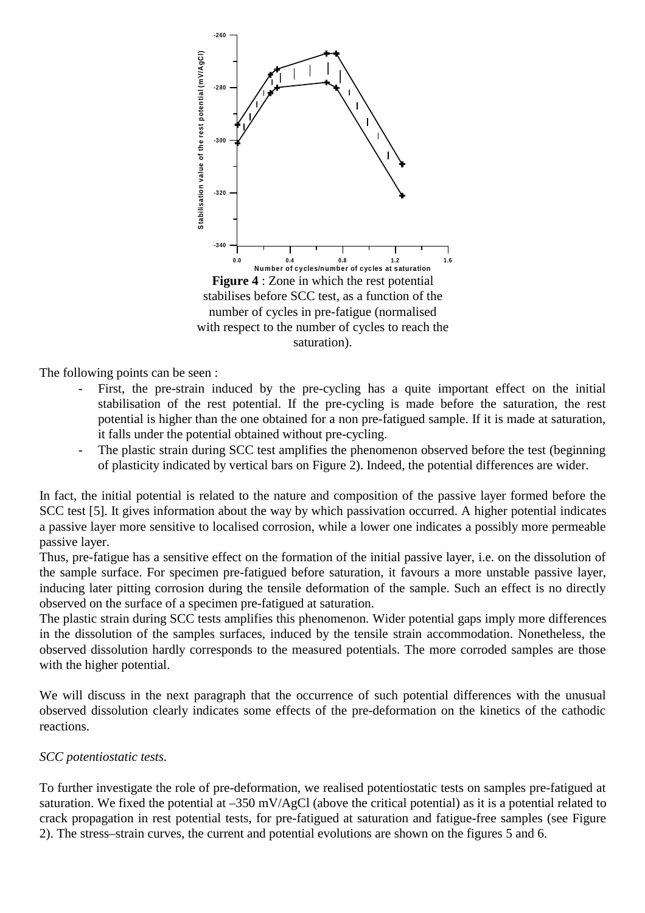**Figure 4** : Zone in which the rest potential stabilises before SCC test, as a function of the number of cycles in pre-fatigue (normalised with respect to the number of cycles to reach the saturation).

The following points can be seen :

- First, the pre-strain induced by the pre-cycling has a quite important effect on the initial stabilisation of the rest potential. If the pre-cycling is made before the saturation, the rest potential is higher than the one obtained for a non pre-fatigued sample. If it is made at saturation, it falls under the potential obtained without pre-cycling.
- The plastic strain during SCC test amplifies the phenomenon observed before the test (beginning of plasticity indicated by vertical bars on Figure 2). Indeed, the potential differences are wider.

In fact, the initial potential is related to the nature and composition of the passive layer formed before the SCC test [5]. It gives information about the way by which passivation occurred. A higher potential indicates a passive layer more sensitive to localised corrosion, while a lower one indicates a possibly more permeable passive layer.

Thus, pre-fatigue has a sensitive effect on the formation of the initial passive layer, i.e. on the dissolution of the sample surface. For specimen pre-fatigued before saturation, it favours a more unstable passive layer, inducing later pitting corrosion during the tensile deformation of the sample. Such an effect is no directly observed on the surface of a specimen pre-fatigued at saturation.

The plastic strain during SCC tests amplifies this phenomenon. Wider potential gaps imply more differences in the dissolution of the samples surfaces, induced by the tensile strain accommodation. Nonetheless, the observed dissolution hardly corresponds to the measured potentials. The more corroded samples are those with the higher potential.

We will discuss in the next paragraph that the occurrence of such potential differences with the unusual observed dissolution clearly indicates some effects of the pre-deformation on the kinetics of the cathodic reactions.

*SCC potentiostatic tests.*

To further investigate the role of pre-deformation, we realised potentiostatic tests on samples pre-fatigued at saturation. We fixed the potential at –350 mV/AgCl (above the critical potential) as it is a potential related to crack propagation in rest potential tests, for pre-fatigued at saturation and fatigue-free samples (see Figure 2). The stress–strain curves, the current and potential evolutions are shown on the figures 5 and 6.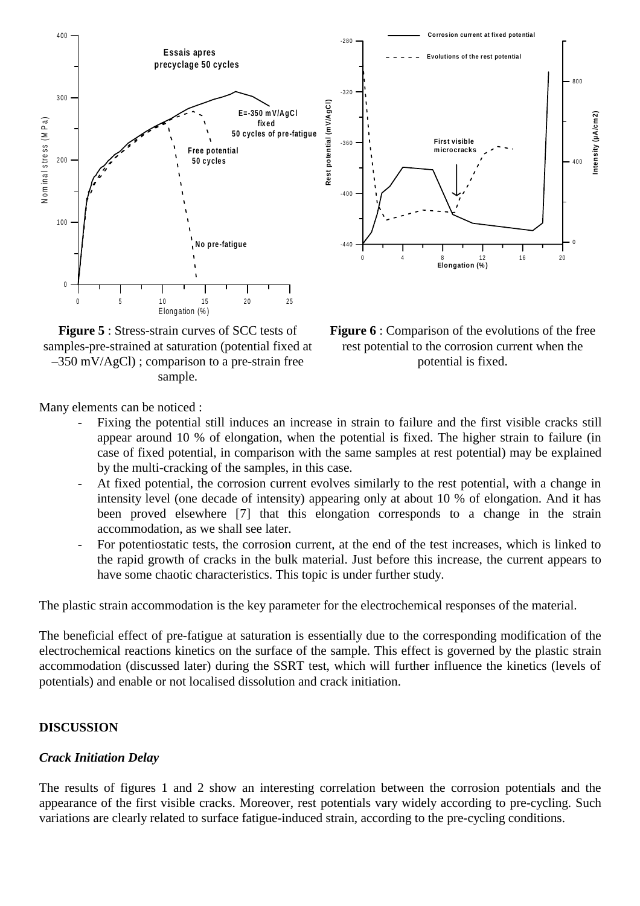**Figure 5** : Stress-strain curves of SCC tests of samples-pre-strained at saturation (potential fixed at –350 mV/AgCl) ; comparison to a pre-strain free sample.

**Figure 6** : Comparison of the evolutions of the free rest potential to the corrosion current when the potential is fixed.

Many elements can be noticed :

- Fixing the potential still induces an increase in strain to failure and the first visible cracks still appear around 10 % of elongation, when the potential is fixed. The higher strain to failure (in case of fixed potential, in comparison with the same samples at rest potential) may be explained by the multi-cracking of the samples, in this case.
- At fixed potential, the corrosion current evolves similarly to the rest potential, with a change in intensity level (one decade of intensity) appearing only at about 10 % of elongation. And it has been proved elsewhere [7] that this elongation corresponds to a change in the strain accommodation, as we shall see later.
- For potentiostatic tests, the corrosion current, at the end of the test increases, which is linked to the rapid growth of cracks in the bulk material. Just before this increase, the current appears to have some chaotic characteristics. This topic is under further study.

The plastic strain accommodation is the key parameter for the electrochemical responses of the material.

The beneficial effect of pre-fatigue at saturation is essentially due to the corresponding modification of the electrochemical reactions kinetics on the surface of the sample. This effect is governed by the plastic strain accommodation (discussed later) during the SSRT test, which will further influence the kinetics (levels of potentials) and enable or not localised dissolution and crack initiation.

## DISCUSSION

### *Crack Initiation Delay*

The results of figures 1 and 2 show an interesting correlation between the corrosion potentials and the appearance of the first visible cracks. Moreover, rest potentials vary widely according to pre-cycling. Such variations are clearly related to surface fatigue-induced strain, according to the pre-cycling conditions.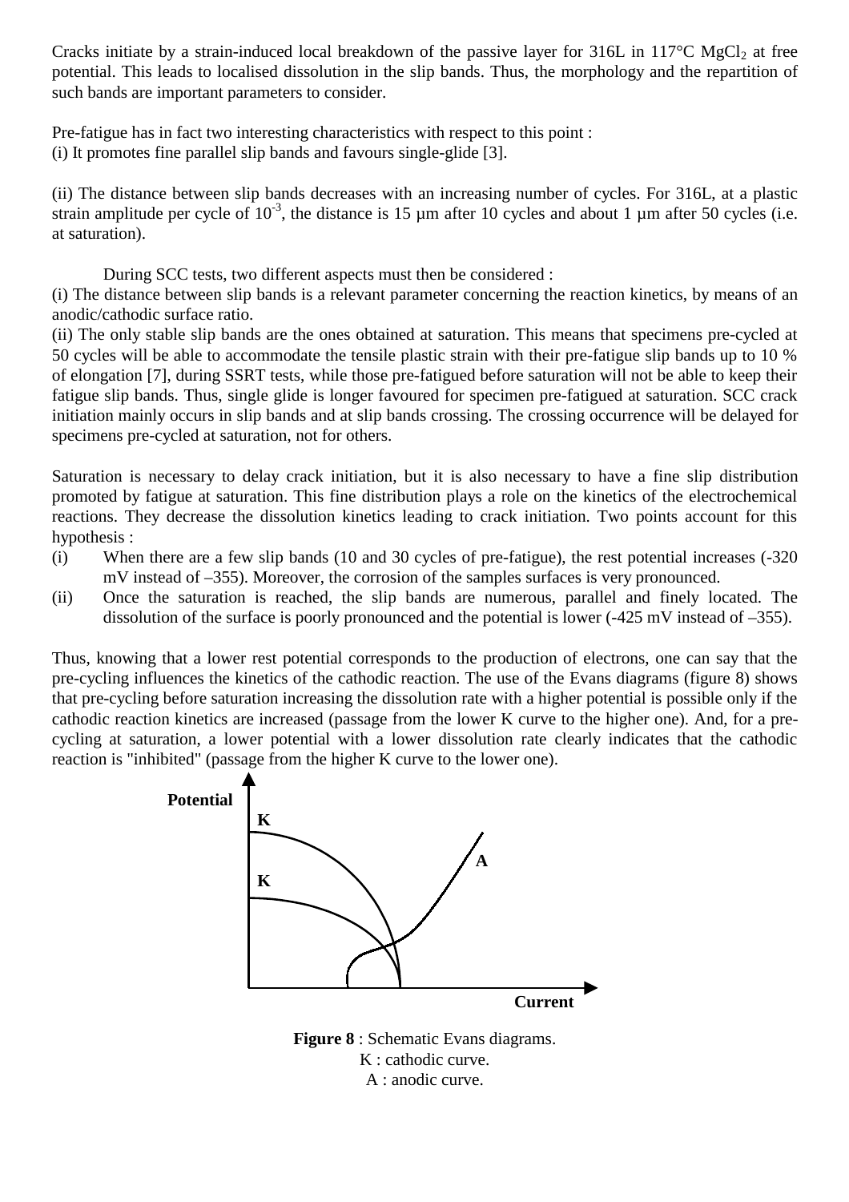Cracks initiate by a strain-induced local breakdown of the passive layer for 316L in 117°C $MgCl_2$ at free potential. This leads to localised dissolution in the slip bands. Thus, the morphology and the repartition of such bands are important parameters to consider.

Pre-fatigue has in fact two interesting characteristics with respect to this point :
(i) It promotes fine parallel slip bands and favours single-glide [3].

(ii) The distance between slip bands decreases with an increasing number of cycles. For 316L, at a plastic strain amplitude per cycle of $10^{-3}$, the distance is 15 µm after 10 cycles and about 1 µm after 50 cycles (i.e. at saturation).

During SCC tests, two different aspects must then be considered :
(i) The distance between slip bands is a relevant parameter concerning the reaction kinetics, by means of an anodic/cathodic surface ratio.
(ii) The only stable slip bands are the ones obtained at saturation. This means that specimens pre-cycled at 50 cycles will be able to accommodate the tensile plastic strain with their pre-fatigue slip bands up to 10 % of elongation [7], during SSRT tests, while those pre-fatigued before saturation will not be able to keep their fatigue slip bands. Thus, single glide is longer favoured for specimen pre-fatigued at saturation. SCC crack initiation mainly occurs in slip bands and at slip bands crossing. The crossing occurrence will be delayed for specimens pre-cycled at saturation, not for others.

Saturation is necessary to delay crack initiation, but it is also necessary to have a fine slip distribution promoted by fatigue at saturation. This fine distribution plays a role on the kinetics of the electrochemical reactions. They decrease the dissolution kinetics leading to crack initiation. Two points account for this hypothesis :

(i) When there are a few slip bands (10 and 30 cycles of pre-fatigue), the rest potential increases (-320 mV instead of –355). Moreover, the corrosion of the samples surfaces is very pronounced.
(ii) Once the saturation is reached, the slip bands are numerous, parallel and finely located. The dissolution of the surface is poorly pronounced and the potential is lower (-425 mV instead of –355).

Thus, knowing that a lower rest potential corresponds to the production of electrons, one can say that the pre-cycling influences the kinetics of the cathodic reaction. The use of the Evans diagrams (figure 8) shows that pre-cycling before saturation increasing the dissolution rate with a higher potential is possible only if the cathodic reaction kinetics are increased (passage from the lower K curve to the higher one). And, for a pre-cycling at saturation, a lower potential with a lower dissolution rate clearly indicates that the cathodic reaction is "inhibited" (passage from the higher K curve to the lower one).

**Figure 8** : Schematic Evans diagrams.
K : cathodic curve.
A : anodic curve.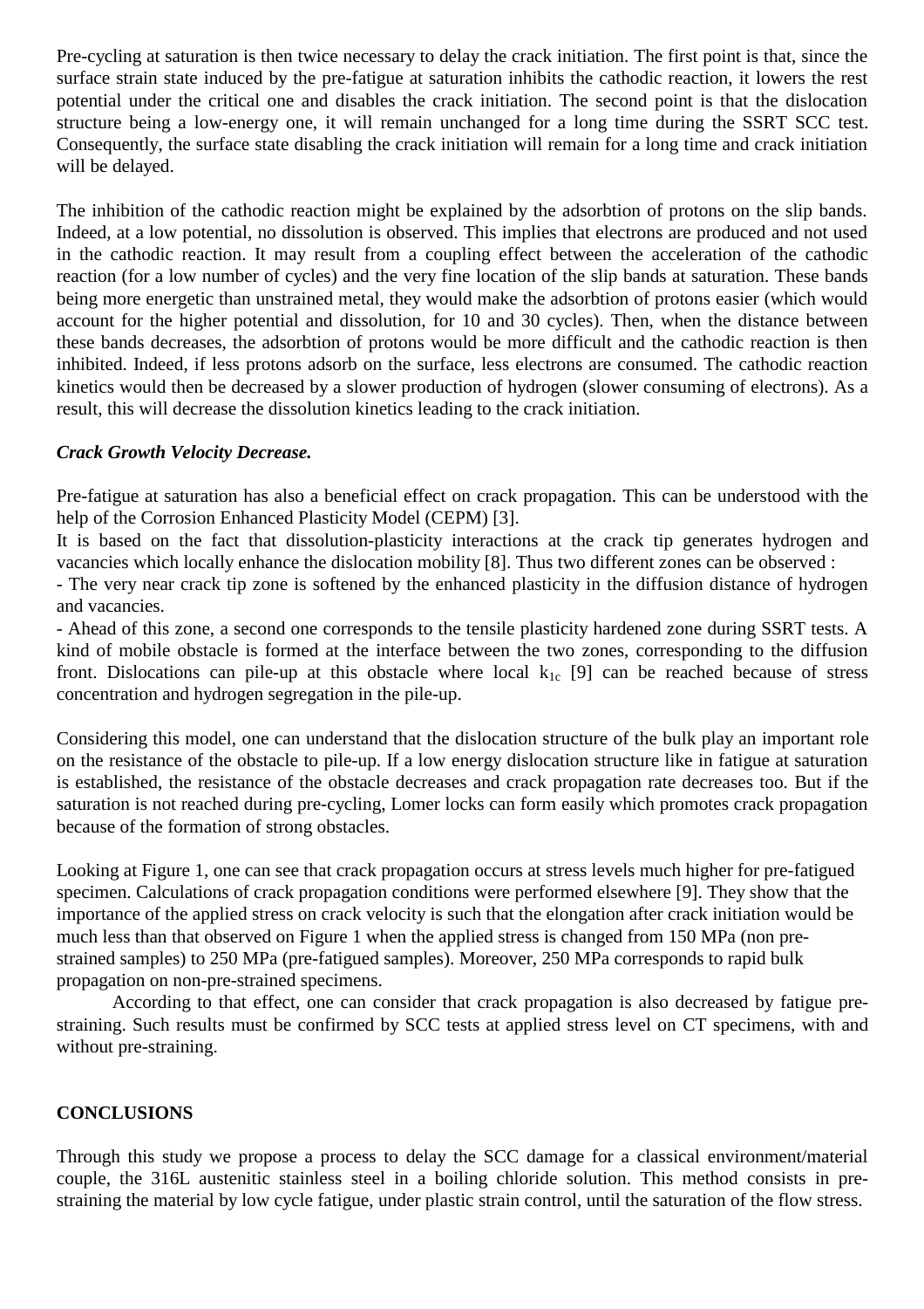Pre-cycling at saturation is then twice necessary to delay the crack initiation. The first point is that, since the surface strain state induced by the pre-fatigue at saturation inhibits the cathodic reaction, it lowers the rest potential under the critical one and disables the crack initiation. The second point is that the dislocation structure being a low-energy one, it will remain unchanged for a long time during the SSRT SCC test. Consequently, the surface state disabling the crack initiation will remain for a long time and crack initiation will be delayed.

The inhibition of the cathodic reaction might be explained by the adsorbtion of protons on the slip bands. Indeed, at a low potential, no dissolution is observed. This implies that electrons are produced and not used in the cathodic reaction. It may result from a coupling effect between the acceleration of the cathodic reaction (for a low number of cycles) and the very fine location of the slip bands at saturation. These bands being more energetic than unstrained metal, they would make the adsorbtion of protons easier (which would account for the higher potential and dissolution, for 10 and 30 cycles). Then, when the distance between these bands decreases, the adsorbtion of protons would be more difficult and the cathodic reaction is then inhibited. Indeed, if less protons adsorb on the surface, less electrons are consumed. The cathodic reaction kinetics would then be decreased by a slower production of hydrogen (slower consuming of electrons). As a result, this will decrease the dissolution kinetics leading to the crack initiation.

***Crack Growth Velocity Decrease.***

Pre-fatigue at saturation has also a beneficial effect on crack propagation. This can be understood with the help of the Corrosion Enhanced Plasticity Model (CEPM) [3].
It is based on the fact that dissolution-plasticity interactions at the crack tip generates hydrogen and vacancies which locally enhance the dislocation mobility [8]. Thus two different zones can be observed :
- The very near crack tip zone is softened by the enhanced plasticity in the diffusion distance of hydrogen and vacancies.
- Ahead of this zone, a second one corresponds to the tensile plasticity hardened zone during SSRT tests. A kind of mobile obstacle is formed at the interface between the two zones, corresponding to the diffusion front. Dislocations can pile-up at this obstacle where local $k_{1c}$ [9] can be reached because of stress concentration and hydrogen segregation in the pile-up.

Considering this model, one can understand that the dislocation structure of the bulk play an important role on the resistance of the obstacle to pile-up. If a low energy dislocation structure like in fatigue at saturation is established, the resistance of the obstacle decreases and crack propagation rate decreases too. But if the saturation is not reached during pre-cycling, Lomer locks can form easily which promotes crack propagation because of the formation of strong obstacles.

Looking at Figure 1, one can see that crack propagation occurs at stress levels much higher for pre-fatigued specimen. Calculations of crack propagation conditions were performed elsewhere [9]. They show that the importance of the applied stress on crack velocity is such that the elongation after crack initiation would be much less than that observed on Figure 1 when the applied stress is changed from 150 MPa (non pre-strained samples) to 250 MPa (pre-fatigued samples). Moreover, 250 MPa corresponds to rapid bulk propagation on non-pre-strained specimens.

According to that effect, one can consider that crack propagation is also decreased by fatigue pre-straining. Such results must be confirmed by SCC tests at applied stress level on CT specimens, with and without pre-straining.

## CONCLUSIONS

Through this study we propose a process to delay the SCC damage for a classical environment/material couple, the 316L austenitic stainless steel in a boiling chloride solution. This method consists in pre-straining the material by low cycle fatigue, under plastic strain control, until the saturation of the flow stress.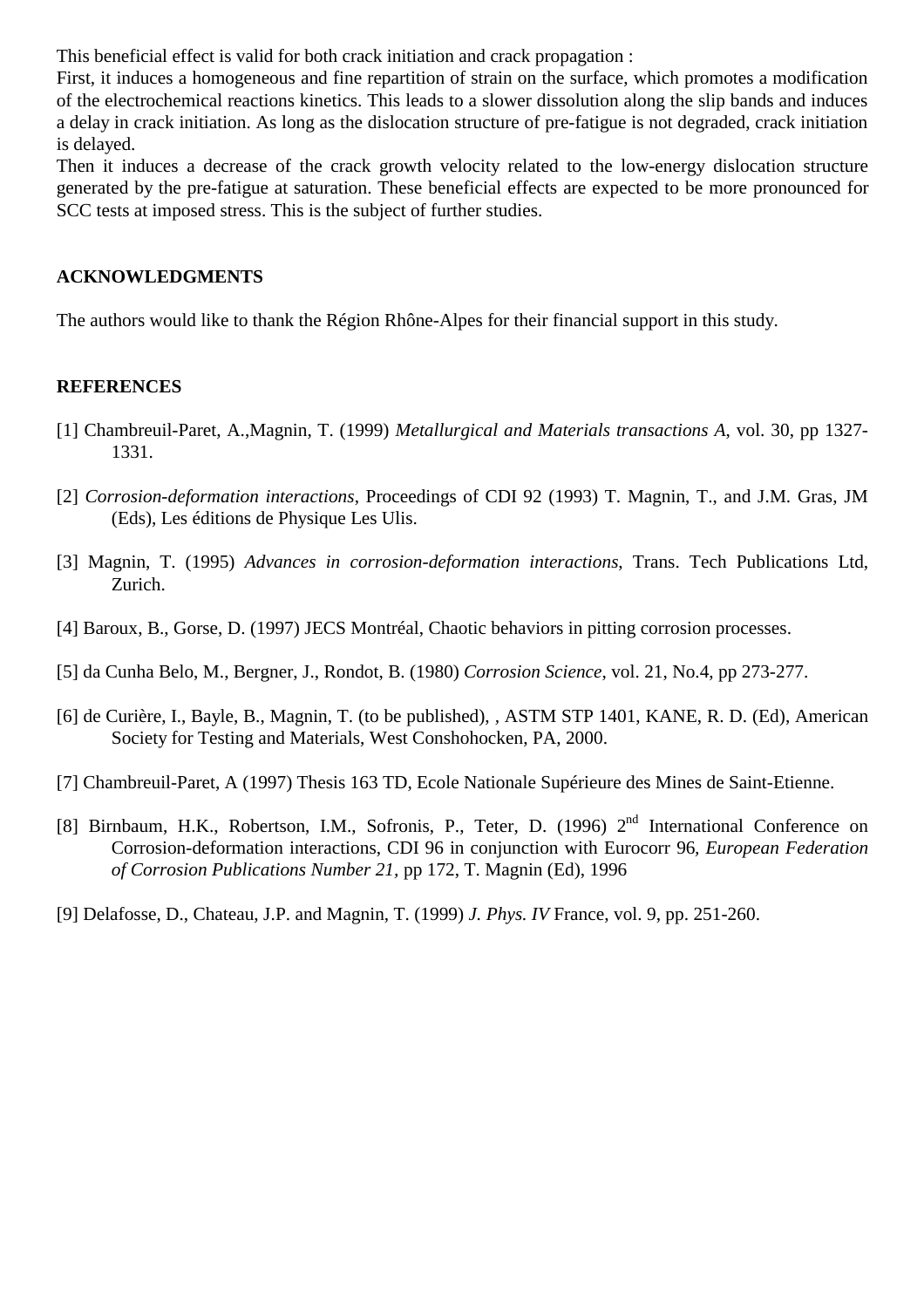This beneficial effect is valid for both crack initiation and crack propagation :
First, it induces a homogeneous and fine repartition of strain on the surface, which promotes a modification of the electrochemical reactions kinetics. This leads to a slower dissolution along the slip bands and induces a delay in crack initiation. As long as the dislocation structure of pre-fatigue is not degraded, crack initiation is delayed.
Then it induces a decrease of the crack growth velocity related to the low-energy dislocation structure generated by the pre-fatigue at saturation. These beneficial effects are expected to be more pronounced for SCC tests at imposed stress. This is the subject of further studies.

## ACKNOWLEDGMENTS

The authors would like to thank the Région Rhône-Alpes for their financial support in this study.

## REFERENCES

[1] Chambreuil-Paret, A.,Magnin, T. (1999) *Metallurgical and Materials transactions A*, vol. 30, pp 1327-1331.

[2] *Corrosion-deformation interactions*, Proceedings of CDI 92 (1993) T. Magnin, T., and J.M. Gras, JM (Eds), Les éditions de Physique Les Ulis.

[3] Magnin, T. (1995) *Advances in corrosion-deformation interactions*, Trans. Tech Publications Ltd, Zurich.

[4] Baroux, B., Gorse, D. (1997) JECS Montréal, Chaotic behaviors in pitting corrosion processes.

[5] da Cunha Belo, M., Bergner, J., Rondot, B. (1980) *Corrosion Science*, vol. 21, No.4, pp 273-277.

[6] de Curière, I., Bayle, B., Magnin, T. (to be published), , ASTM STP 1401, KANE, R. D. (Ed), American Society for Testing and Materials, West Conshohocken, PA, 2000.

[7] Chambreuil-Paret, A (1997) Thesis 163 TD, Ecole Nationale Supérieure des Mines de Saint-Etienne.

[8] Birnbaum, H.K., Robertson, I.M., Sofronis, P., Teter, D. (1996) 2$^{nd}$ International Conference on Corrosion-deformation interactions, CDI 96 in conjunction with Eurocorr 96, *European Federation of Corrosion Publications Number 21,* pp 172, T. Magnin (Ed), 1996

[9] Delafosse, D., Chateau, J.P. and Magnin, T. (1999) *J. Phys. IV* France, vol. 9, pp. 251-260.